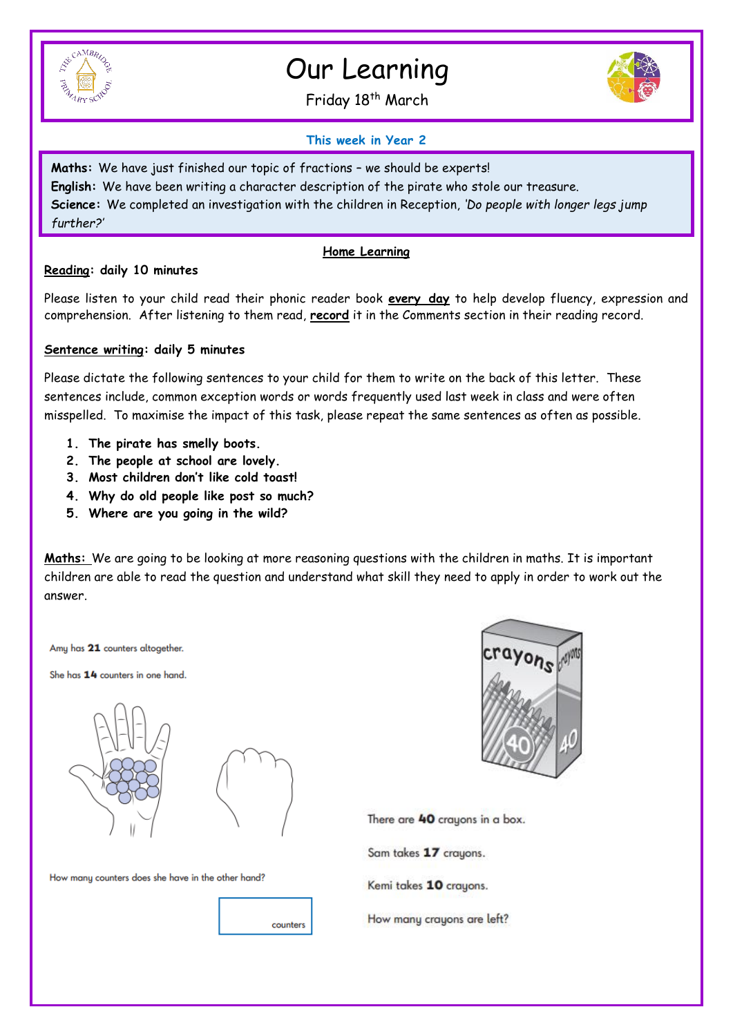# Our Learning

Friday 18th March

### This week in Year 2

**Maths:** We have just finished our topic of fractions – we should be experts!
**English:** We have been writing a character description of the pirate who stole our treasure.
**Science:** We completed an investigation with the children in Reception, *'Do people with longer legs jump further?'*

## Home Learning

**Reading: daily 10 minutes**

Please listen to your child read their phonic reader book **every day** to help develop fluency, expression and comprehension. After listening to them read, **record** it in the Comments section in their reading record.

**Sentence writing: daily 5 minutes**

Please dictate the following sentences to your child for them to write on the back of this letter. These sentences include, common exception words or words frequently used last week in class and were often misspelled. To maximise the impact of this task, please repeat the same sentences as often as possible.

1. **The pirate has smelly boots.**
2. **The people at school are lovely.**
3. **Most children don't like cold toast!**
4. **Why do old people like post so much?**
5. **Where are you going in the wild?**

**Maths:** We are going to be looking at more reasoning questions with the children in maths. It is important children are able to read the question and understand what skill they need to apply in order to work out the answer.

Amy has **21** counters altogether.

She has **14** counters in one hand.

How many counters does she have in the other hand?

counters

There are **40** crayons in a box.

Sam takes **17** crayons.

Kemi takes **10** crayons.

How many crayons are left?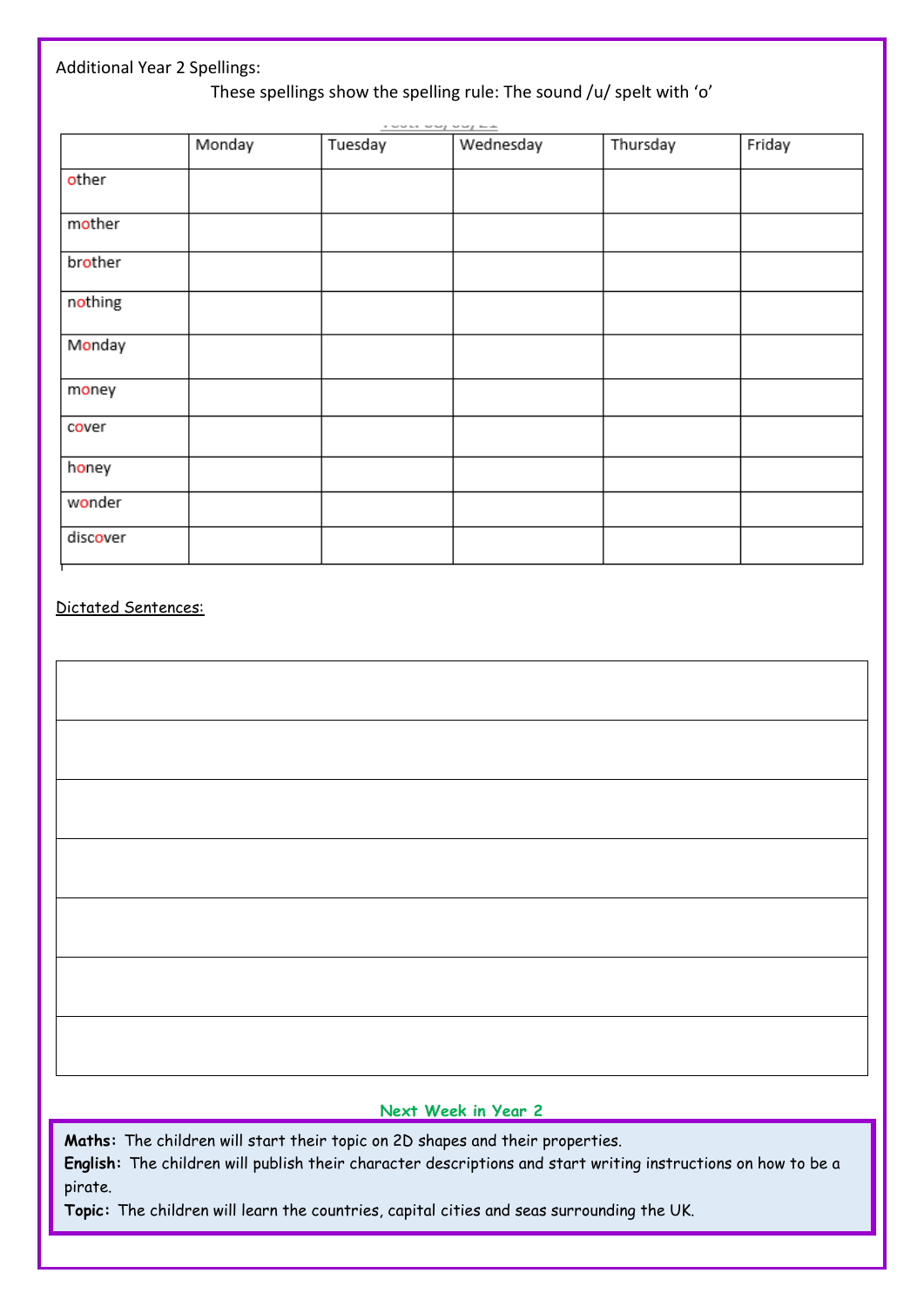Additional Year 2 Spellings:

These spellings show the spelling rule: The sound /u/ spelt with 'o'

| | Monday | Tuesday | Wednesday | Thursday | Friday |
|---|---|---|---|---|---|
| other | | | | | |
| mother | | | | | |
| brother | | | | | |
| nothing | | | | | |
| Monday | | | | | |
| money | | | | | |
| cover | | | | | |
| honey | | | | | |
| wonder | | | | | |
| discover | | | | | |

Dictated Sentences:

| |
|---|
| |
| |
| |
| |
| |
| |
| |

## Next Week in Year 2

**Maths:** The children will start their topic on 2D shapes and their properties.
**English:** The children will publish their character descriptions and start writing instructions on how to be a pirate.
**Topic:** The children will learn the countries, capital cities and seas surrounding the UK.